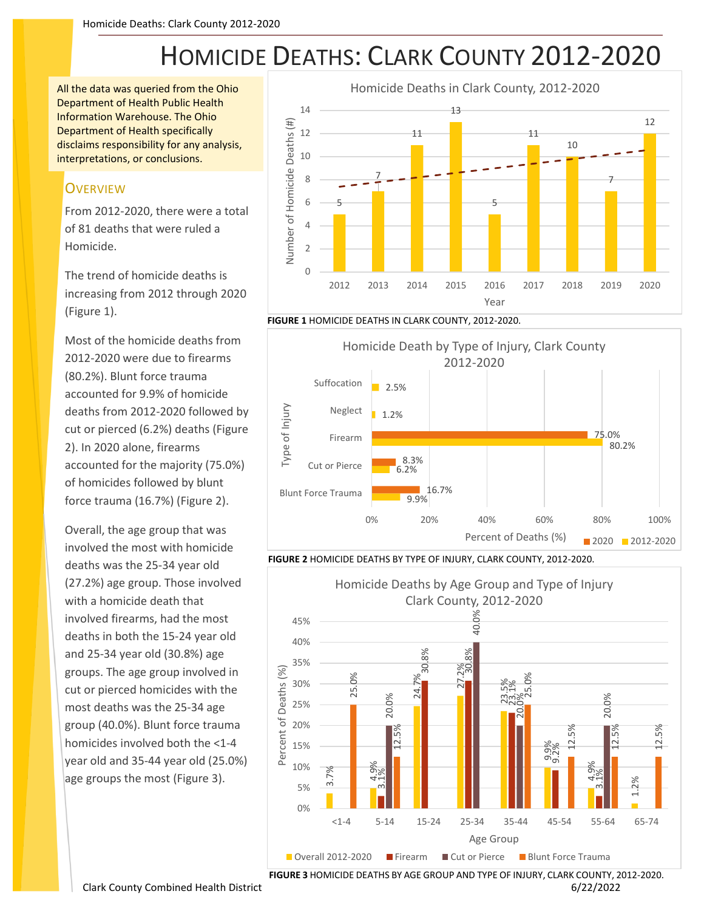# HOMICIDE DEATHS: CLARK COUNTY 2012-2020

All the data was queried from the Ohio Department of Health Public Health Information Warehouse. The Ohio Department of Health specifically disclaims responsibility for any analysis, interpretations, or conclusions.

## OVERVIEW

From 2012-2020, there were a total of 81 deaths that were ruled a Homicide.

The trend of homicide deaths is increasing from 2012 through 2020 (Figure 1).

Most of the homicide deaths from 2012-2020 were due to firearms (80.2%). Blunt force trauma accounted for 9.9% of homicide deaths from 2012-2020 followed by cut or pierced (6.2%) deaths (Figure 2). In 2020 alone, firearms accounted for the majority (75.0%) of homicides followed by blunt force trauma (16.7%) (Figure 2).

Overall, the age group that was involved the most with homicide deaths was the 25-34 year old (27.2%) age group. Those involved with a homicide death that involved firearms, had the most deaths in both the 15-24 year old and 25-34 year old (30.8%) age groups. The age group involved in cut or pierced homicides with the most deaths was the 25-34 age group (40.0%). Blunt force trauma homicides involved both the <1-4 year old and 35-44 year old (25.0%) age groups the most (Figure 3).

**Homicide Deaths in Clark County, 2012-2020**

| Year | Number of Homicide Deaths (#) |
|---|---|
| 2012 | 5 |
| 2013 | 7 |
| 2014 | 11 |
| 2015 | 13 |
| 2016 | 5 |
| 2017 | 11 |
| 2018 | 10 |
| 2019 | 7 |
| 2020 | 12 |

**FIGURE 1** HOMICIDE DEATHS IN CLARK COUNTY, 2012-2020.

**Homicide Death by Type of Injury, Clark County 2012-2020**

| Type of Injury | 2020 | 2012-2020 |
|---|---|---|
| Suffocation | | 2.5% |
| Neglect | | 1.2% |
| Firearm | 75.0% | 80.2% |
| Cut or Pierce | 8.3% | 6.2% |
| Blunt Force Trauma | 16.7% | 9.9% |

**FIGURE 2** HOMICIDE DEATHS BY TYPE OF INJURY, CLARK COUNTY, 2012-2020.

**Homicide Deaths by Age Group and Type of Injury Clark County, 2012-2020**

| Age Group | Overall 2012-2020 | Firearm | Cut or Pierce | Blunt Force Trauma |
|---|---|---|---|---|
| <1-4 | 3.7% | | | 25.0% |
| 5-14 | 4.9% | 3.1% | 20.0% | 12.5% |
| 15-24 | 24.7% | 30.8% | | |
| 25-34 | 27.2% | 30.8% | 40.0% | |
| 35-44 | 23.5% | 23.1% | 20.0% | 25.0% |
| 45-54 | 9.9% | 9.2% | | 12.5% |
| 55-64 | 4.9% | 3.1% | 20.0% | 12.5% |
| 65-74 | 1.2% | | | 12.5% |

**FIGURE 3** HOMICIDE DEATHS BY AGE GROUP AND TYPE OF INJURY, CLARK COUNTY, 2012-2020.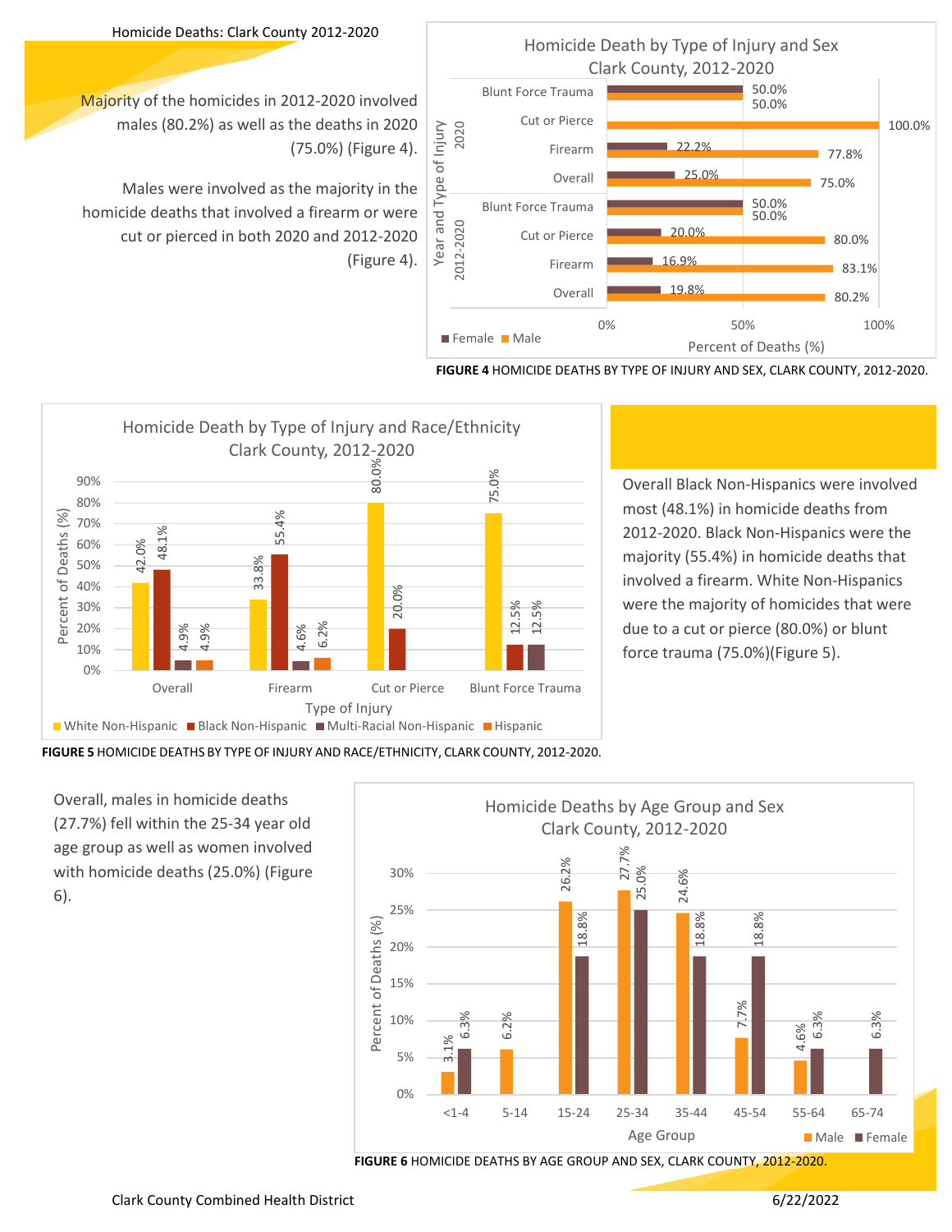Majority of the homicides in 2012-2020 involved males (80.2%) as well as the deaths in 2020 (75.0%) (Figure 4).

Males were involved as the majority in the homicide deaths that involved a firearm or were cut or pierced in both 2020 and 2012-2020 (Figure 4).

Homicide Death by Type of Injury and Sex
Clark County, 2012-2020

Year and Type of Injury

2020
Blunt Force Trauma 50.0% 50.0%
Cut or Pierce 100.0%
Firearm 22.2% 77.8%
Overall 25.0% 75.0%

2012-2020
Blunt Force Trauma 50.0% 50.0%
Cut or Pierce 20.0% 80.0%
Firearm 16.9% 83.1%
Overall 19.8% 80.2%

0% 50% 100%
Percent of Deaths (%)
Female Male

**FIGURE 4** HOMICIDE DEATHS BY TYPE OF INJURY AND SEX, CLARK COUNTY, 2012-2020.

Homicide Death by Type of Injury and Race/Ethnicity
Clark County, 2012-2020

Percent of Deaths (%)
0% 10% 20% 30% 40% 50% 60% 70% 80% 90%

Overall: 42.0% 48.1% 4.9% 4.9%
Firearm: 33.8% 55.4% 4.6% 6.2%
Cut or Pierce: 80.0% 20.0%
Blunt Force Trauma: 75.0% 12.5% 12.5%

Type of Injury
White Non-Hispanic Black Non-Hispanic Multi-Racial Non-Hispanic Hispanic

**FIGURE 5** HOMICIDE DEATHS BY TYPE OF INJURY AND RACE/ETHNICITY, CLARK COUNTY, 2012-2020.

Overall Black Non-Hispanics were involved most (48.1%) in homicide deaths from 2012-2020. Black Non-Hispanics were the majority (55.4%) in homicide deaths that involved a firearm. White Non-Hispanics were the majority of homicides that were due to a cut or pierce (80.0%) or blunt force trauma (75.0%)(Figure 5).

Overall, males in homicide deaths (27.7%) fell within the 25-34 year old age group as well as women involved with homicide deaths (25.0%) (Figure 6).

Homicide Deaths by Age Group and Sex
Clark County, 2012-2020

Percent of Deaths (%)
0% 5% 10% 15% 20% 25% 30%

<1-4: 3.1% 6.3%
5-14: 6.2%
15-24: 26.2% 18.8%
25-34: 27.7% 25.0%
35-44: 24.6% 18.8%
45-54: 7.7% 18.8%
55-64: 4.6% 6.3%
65-74: 6.3%

Age Group
Male Female

**FIGURE 6** HOMICIDE DEATHS BY AGE GROUP AND SEX, CLARK COUNTY, 2012-2020.